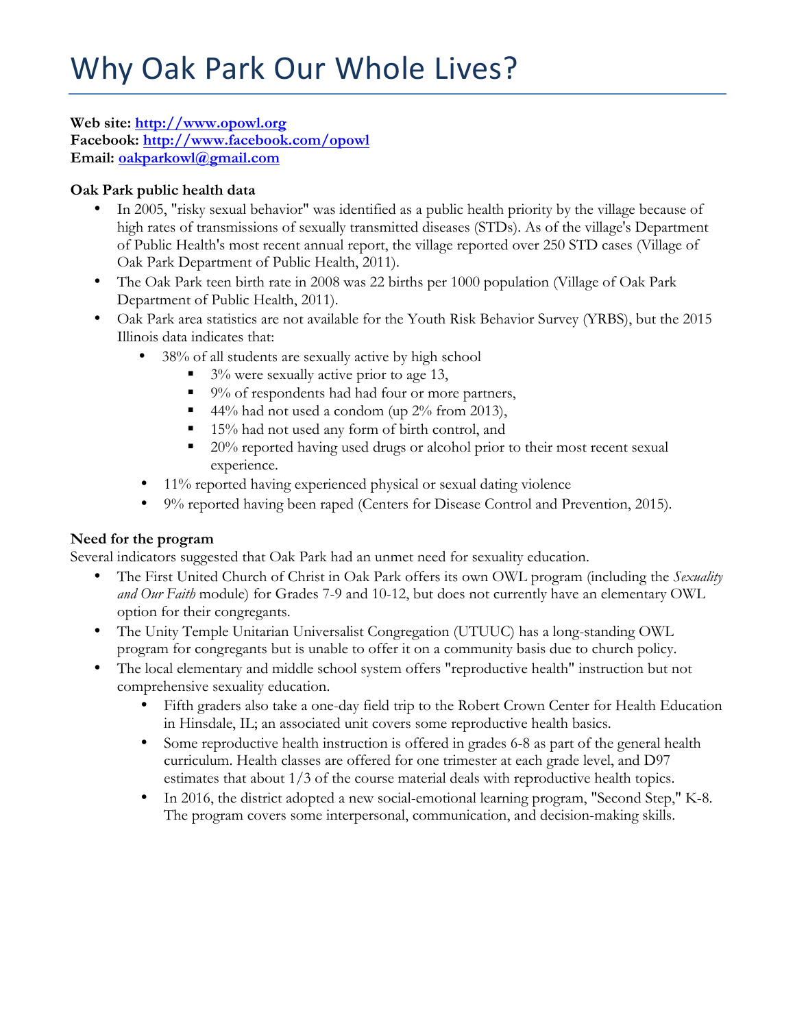# Why Oak Park Our Whole Lives?

**Web site:** [http://www.opowl.org](http://www.opowl.org)
**Facebook:** [http://www.facebook.com/opowl](http://www.facebook.com/opowl)
**Email:** [oakparkowl@gmail.com](mailto:oakparkowl@gmail.com)

**Oak Park public health data**

- In 2005, "risky sexual behavior" was identified as a public health priority by the village because of high rates of transmissions of sexually transmitted diseases (STDs). As of the village's Department of Public Health's most recent annual report, the village reported over 250 STD cases (Village of Oak Park Department of Public Health, 2011).
- The Oak Park teen birth rate in 2008 was 22 births per 1000 population (Village of Oak Park Department of Public Health, 2011).
- Oak Park area statistics are not available for the Youth Risk Behavior Survey (YRBS), but the 2015 Illinois data indicates that:
  - 38% of all students are sexually active by high school
    - 3% were sexually active prior to age 13,
    - 9% of respondents had had four or more partners,
    - 44% had not used a condom (up 2% from 2013),
    - 15% had not used any form of birth control, and
    - 20% reported having used drugs or alcohol prior to their most recent sexual experience.
  - 11% reported having experienced physical or sexual dating violence
  - 9% reported having been raped (Centers for Disease Control and Prevention, 2015).

**Need for the program**

Several indicators suggested that Oak Park had an unmet need for sexuality education.

- The First United Church of Christ in Oak Park offers its own OWL program (including the *Sexuality and Our Faith* module) for Grades 7-9 and 10-12, but does not currently have an elementary OWL option for their congregants.
- The Unity Temple Unitarian Universalist Congregation (UTUUC) has a long-standing OWL program for congregants but is unable to offer it on a community basis due to church policy.
- The local elementary and middle school system offers "reproductive health" instruction but not comprehensive sexuality education.
  - Fifth graders also take a one-day field trip to the Robert Crown Center for Health Education in Hinsdale, IL; an associated unit covers some reproductive health basics.
  - Some reproductive health instruction is offered in grades 6-8 as part of the general health curriculum. Health classes are offered for one trimester at each grade level, and D97 estimates that about 1/3 of the course material deals with reproductive health topics.
  - In 2016, the district adopted a new social-emotional learning program, "Second Step," K-8. The program covers some interpersonal, communication, and decision-making skills.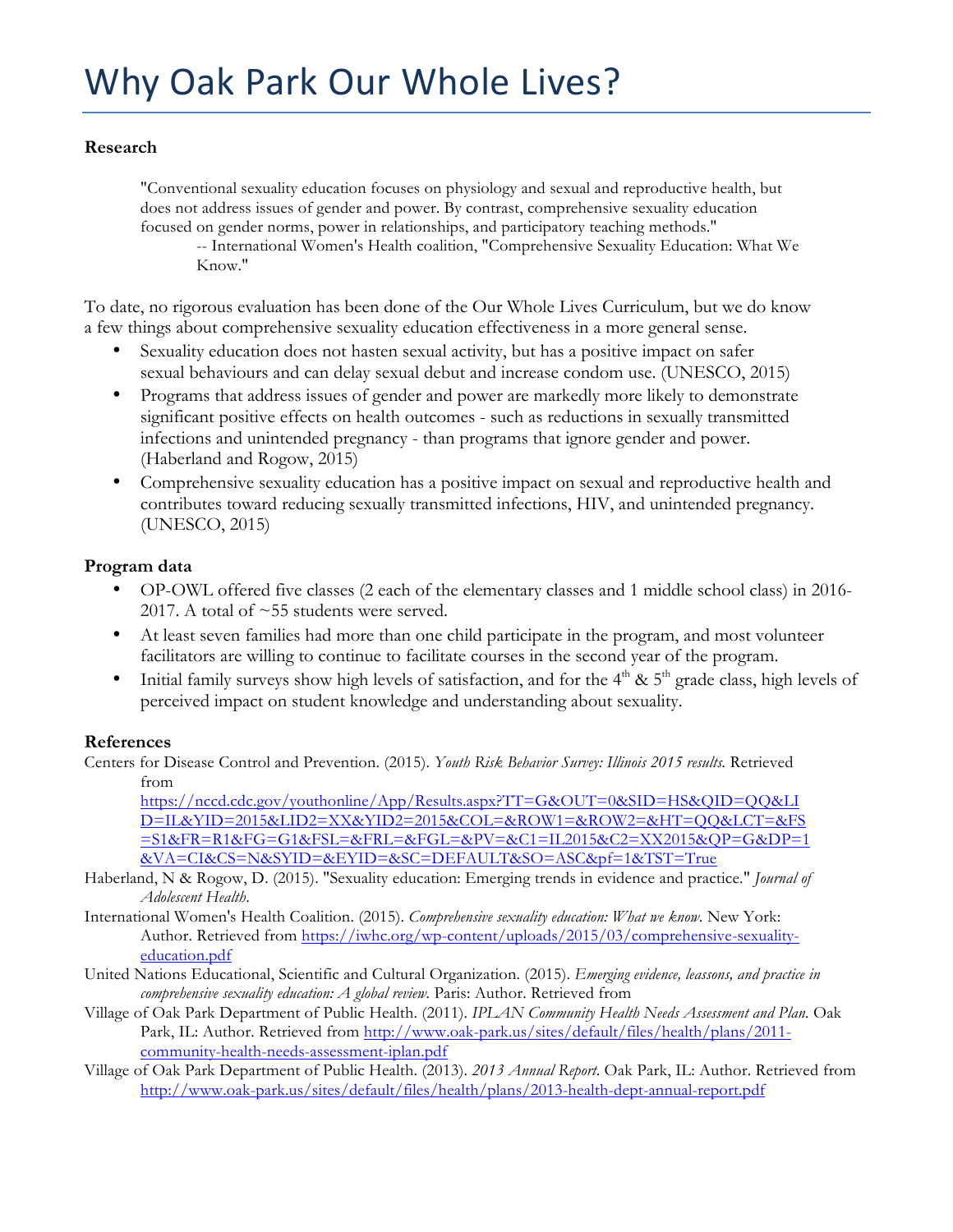# Why Oak Park Our Whole Lives?

**Research**

> "Conventional sexuality education focuses on physiology and sexual and reproductive health, but does not address issues of gender and power. By contrast, comprehensive sexuality education focused on gender norms, power in relationships, and participatory teaching methods."
>
> -- International Women's Health coalition, "Comprehensive Sexuality Education: What We Know."

To date, no rigorous evaluation has been done of the Our Whole Lives Curriculum, but we do know a few things about comprehensive sexuality education effectiveness in a more general sense.

- Sexuality education does not hasten sexual activity, but has a positive impact on safer sexual behaviours and can delay sexual debut and increase condom use. (UNESCO, 2015)
- Programs that address issues of gender and power are markedly more likely to demonstrate significant positive effects on health outcomes - such as reductions in sexually transmitted infections and unintended pregnancy - than programs that ignore gender and power. (Haberland and Rogow, 2015)
- Comprehensive sexuality education has a positive impact on sexual and reproductive health and contributes toward reducing sexually transmitted infections, HIV, and unintended pregnancy. (UNESCO, 2015)

**Program data**

- OP-OWL offered five classes (2 each of the elementary classes and 1 middle school class) in 2016-2017. A total of ~55 students were served.
- At least seven families had more than one child participate in the program, and most volunteer facilitators are willing to continue to facilitate courses in the second year of the program.
- Initial family surveys show high levels of satisfaction, and for the 4th & 5th grade class, high levels of perceived impact on student knowledge and understanding about sexuality.

**References**

Centers for Disease Control and Prevention. (2015). *Youth Risk Behavior Survey: Illinois 2015 results.* Retrieved from https://nccd.cdc.gov/youthonline/App/Results.aspx?TT=G&OUT=0&SID=HS&QID=QQ&LID=IL&YID=2015&LID2=XX&YID2=2015&COL=&ROW1=&ROW2=&HT=QQ&LCT=&FS=S1&FR=R1&FG=G1&FSL=&FRL=&FGL=&PV=&C1=IL2015&C2=XX2015&QP=G&DP=1&VA=CI&CS=N&SYID=&EYID=&SC=DEFAULT&SO=ASC&pf=1&TST=True

Haberland, N & Rogow, D. (2015). "Sexuality education: Emerging trends in evidence and practice." *Journal of Adolescent Health.*

International Women's Health Coalition. (2015). *Comprehensive sexuality education: What we know.* New York: Author. Retrieved from https://iwhc.org/wp-content/uploads/2015/03/comprehensive-sexuality-education.pdf

United Nations Educational, Scientific and Cultural Organization. (2015). *Emerging evidence, leassons, and practice in comprehensive sexuality education: A global review.* Paris: Author. Retrieved from

Village of Oak Park Department of Public Health. (2011). *IPLAN Community Health Needs Assessment and Plan.* Oak Park, IL: Author. Retrieved from http://www.oak-park.us/sites/default/files/health/plans/2011-community-health-needs-assessment-iplan.pdf

Village of Oak Park Department of Public Health. (2013). *2013 Annual Report.* Oak Park, IL: Author. Retrieved from http://www.oak-park.us/sites/default/files/health/plans/2013-health-dept-annual-report.pdf